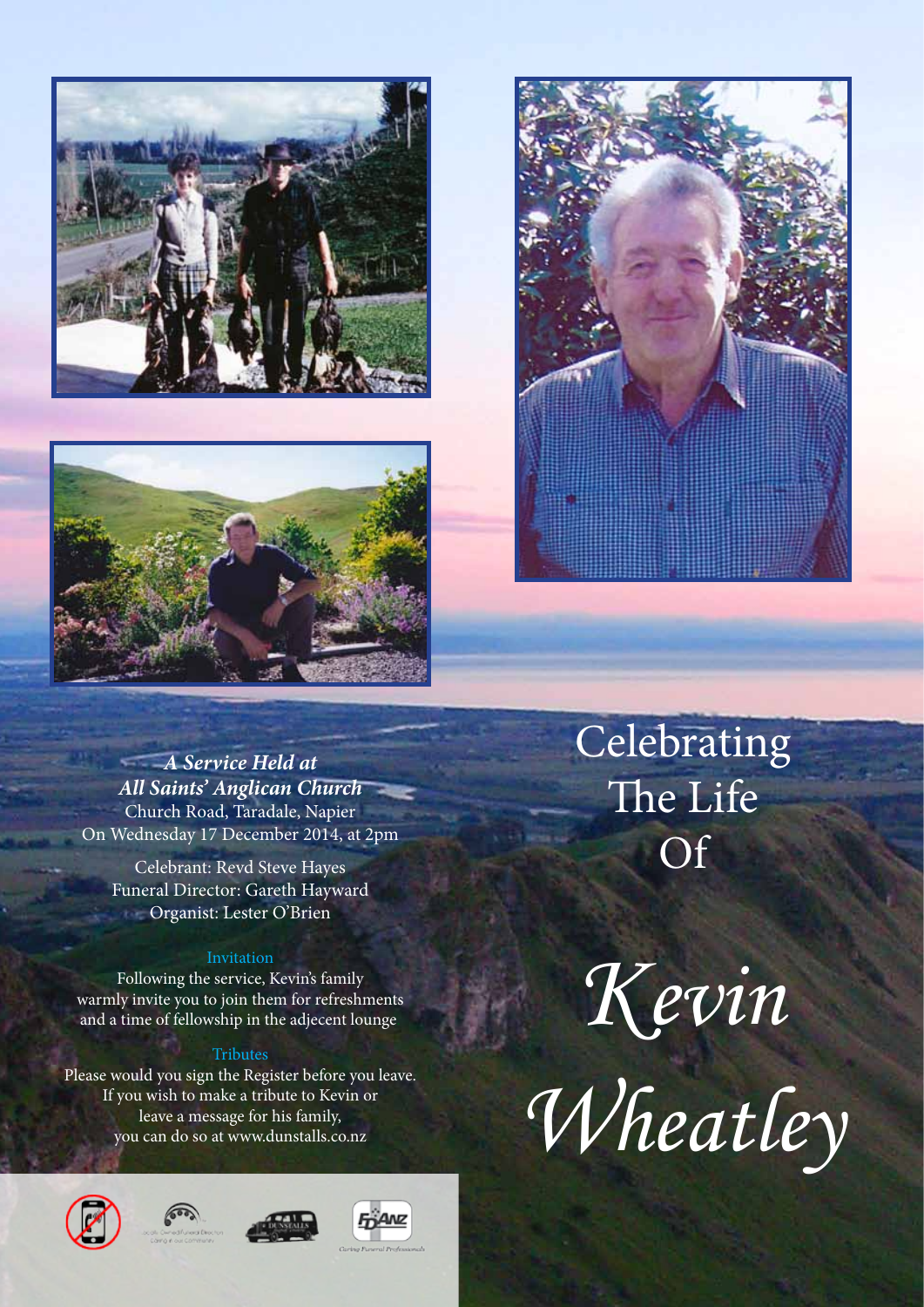# Celebrating The Life Of

# *Kevin Wheatley*

***A Service Held at***
***All Saints' Anglican Church***
Church Road, Taradale, Napier
On Wednesday 17 December 2014, at 2pm

Celebrant: Revd Steve Hayes
Funeral Director: Gareth Hayward
Organist: Lester O'Brien

**Invitation**

Following the service, Kevin's family warmly invite you to join them for refreshments and a time of fellowship in the adjecent lounge

**Tributes**

Please would you sign the Register before you leave. If you wish to make a tribute to Kevin or leave a message for his family, you can do so at www.dunstalls.co.nz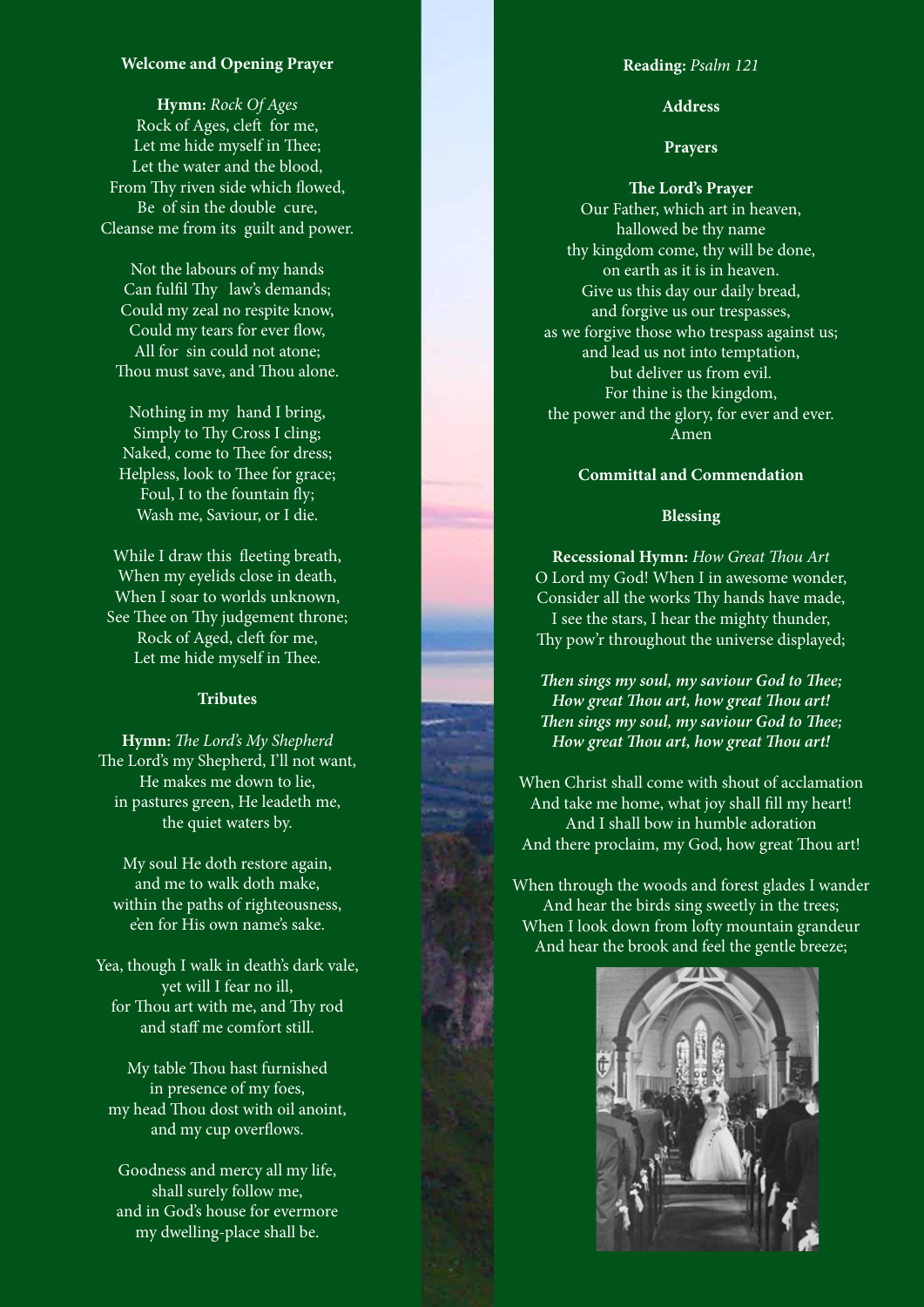**Welcome and Opening Prayer**

**Hymn:** *Rock Of Ages*

Rock of Ages, cleft for me,
Let me hide myself in Thee;
Let the water and the blood,
From Thy riven side which flowed,
Be of sin the double cure,
Cleanse me from its guilt and power.

Not the labours of my hands
Can fulfil Thy law's demands;
Could my zeal no respite know,
Could my tears for ever flow,
All for sin could not atone;
Thou must save, and Thou alone.

Nothing in my hand I bring,
Simply to Thy Cross I cling;
Naked, come to Thee for dress;
Helpless, look to Thee for grace;
Foul, I to the fountain fly;
Wash me, Saviour, or I die.

While I draw this fleeting breath,
When my eyelids close in death,
When I soar to worlds unknown,
See Thee on Thy judgement throne;
Rock of Aged, cleft for me,
Let me hide myself in Thee.

**Tributes**

**Hymn:** *The Lord's My Shepherd*

The Lord's my Shepherd, I'll not want,
He makes me down to lie,
in pastures green, He leadeth me,
the quiet waters by.

My soul He doth restore again,
and me to walk doth make,
within the paths of righteousness,
e'en for His own name's sake.

Yea, though I walk in death's dark vale,
yet will I fear no ill,
for Thou art with me, and Thy rod
and staff me comfort still.

My table Thou hast furnished
in presence of my foes,
my head Thou dost with oil anoint,
and my cup overflows.

Goodness and mercy all my life,
shall surely follow me,
and in God's house for evermore
my dwelling-place shall be.

**Reading:** *Psalm 121*

**Address**

**Prayers**

**The Lord's Prayer**

Our Father, which art in heaven,
hallowed be thy name
thy kingdom come, thy will be done,
on earth as it is in heaven.
Give us this day our daily bread,
and forgive us our trespasses,
as we forgive those who trespass against us;
and lead us not into temptation,
but deliver us from evil.
For thine is the kingdom,
the power and the glory, for ever and ever.
Amen

**Committal and Commendation**

**Blessing**

**Recessional Hymn:** *How Great Thou Art*

O Lord my God! When I in awesome wonder,
Consider all the works Thy hands have made,
I see the stars, I hear the mighty thunder,
Thy pow'r throughout the universe displayed;

***Then sings my soul, my saviour God to Thee;***
***How great Thou art, how great Thou art!***
***Then sings my soul, my saviour God to Thee;***
***How great Thou art, how great Thou art!***

When Christ shall come with shout of acclamation
And take me home, what joy shall fill my heart!
And I shall bow in humble adoration
And there proclaim, my God, how great Thou art!

When through the woods and forest glades I wander
And hear the birds sing sweetly in the trees;
When I look down from lofty mountain grandeur
And hear the brook and feel the gentle breeze;